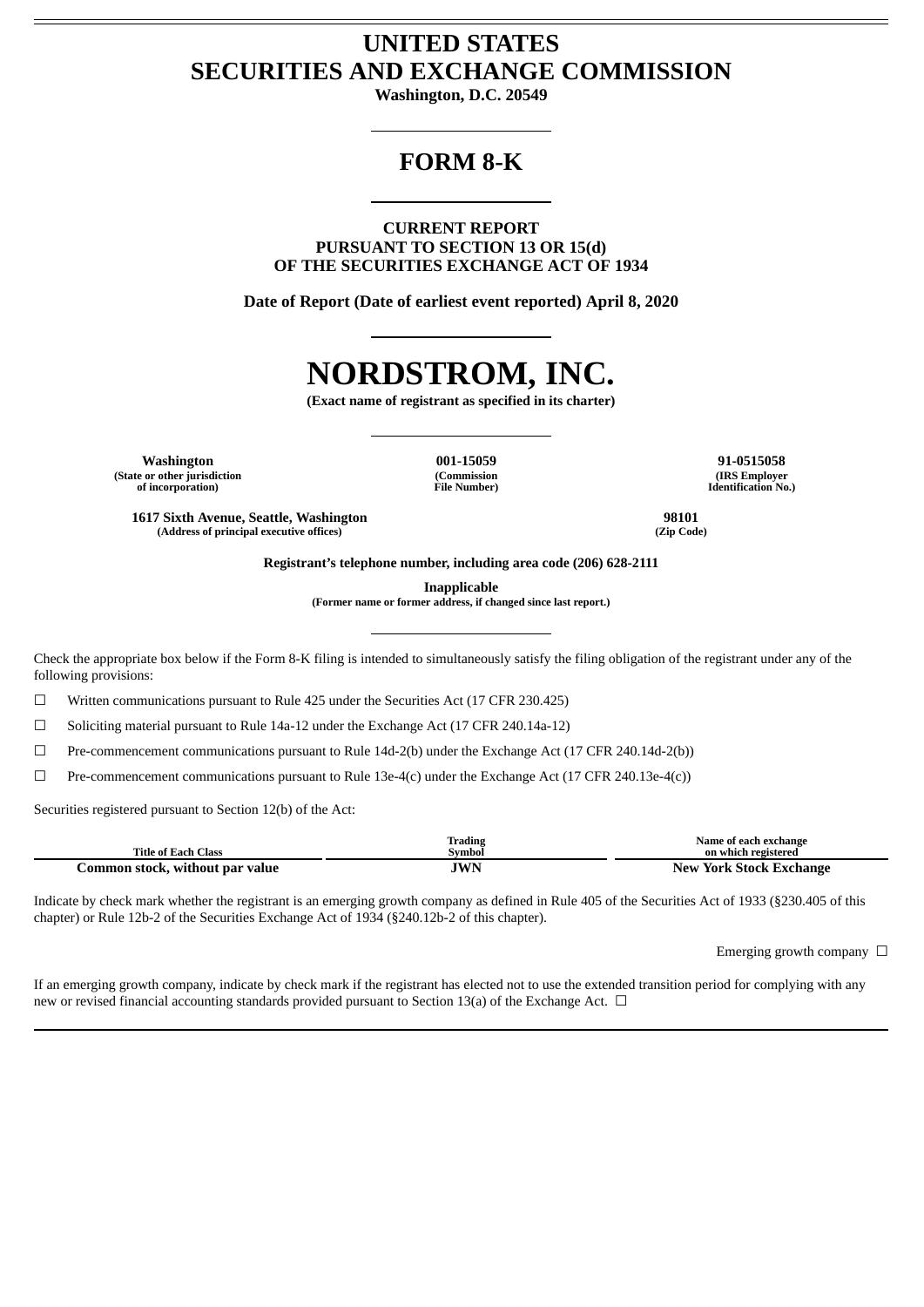# UNITED STATES
# SECURITIES AND EXCHANGE COMMISSION

**Washington, D.C. 20549**

## FORM 8-K

**CURRENT REPORT**
**PURSUANT TO SECTION 13 OR 15(d)**
**OF THE SECURITIES EXCHANGE ACT OF 1934**

**Date of Report (Date of earliest event reported) April 8, 2020**

# NORDSTROM, INC.

**(Exact name of registrant as specified in its charter)**

| | | |
|---|---|---|
| **Washington** | **001-15059** | **91-0515058** |
| **(State or other jurisdiction of incorporation)** | **(Commission File Number)** | **(IRS Employer Identification No.)** |

| | |
|---|---|
| **1617 Sixth Avenue, Seattle, Washington** | **98101** |
| **(Address of principal executive offices)** | **(Zip Code)** |

**Registrant's telephone number, including area code (206) 628-2111**

**Inapplicable**
**(Former name or former address, if changed since last report.)**

Check the appropriate box below if the Form 8-K filing is intended to simultaneously satisfy the filing obligation of the registrant under any of the following provisions:

☐ Written communications pursuant to Rule 425 under the Securities Act (17 CFR 230.425)

☐ Soliciting material pursuant to Rule 14a-12 under the Exchange Act (17 CFR 240.14a-12)

☐ Pre-commencement communications pursuant to Rule 14d-2(b) under the Exchange Act (17 CFR 240.14d-2(b))

☐ Pre-commencement communications pursuant to Rule 13e-4(c) under the Exchange Act (17 CFR 240.13e-4(c))

Securities registered pursuant to Section 12(b) of the Act:

| Title of Each Class | Trading Symbol | Name of each exchange on which registered |
|---|---|---|
| **Common stock, without par value** | **JWN** | **New York Stock Exchange** |

Indicate by check mark whether the registrant is an emerging growth company as defined in Rule 405 of the Securities Act of 1933 (§230.405 of this chapter) or Rule 12b-2 of the Securities Exchange Act of 1934 (§240.12b-2 of this chapter).

Emerging growth company ☐

If an emerging growth company, indicate by check mark if the registrant has elected not to use the extended transition period for complying with any new or revised financial accounting standards provided pursuant to Section 13(a) of the Exchange Act. ☐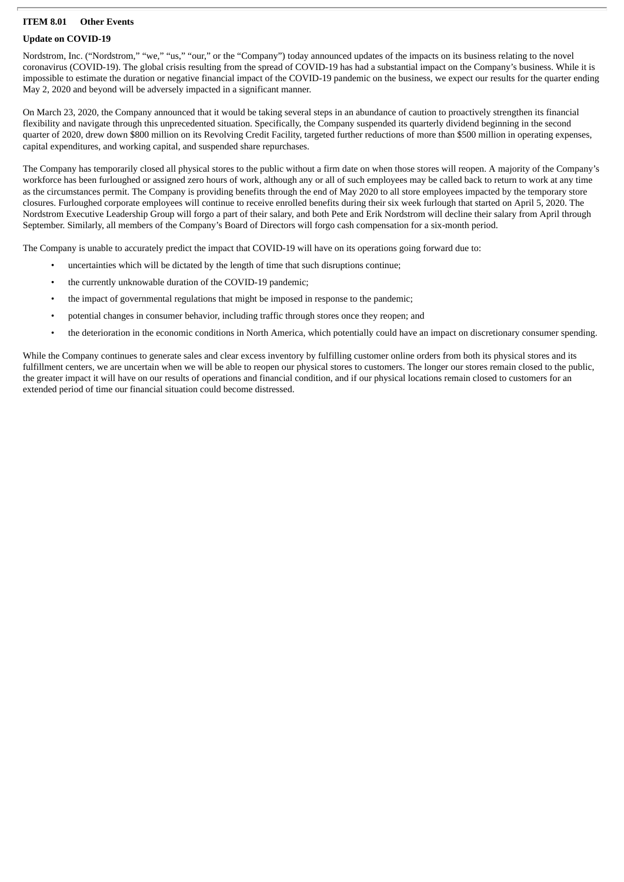**ITEM 8.01 Other Events**

**Update on COVID-19**

Nordstrom, Inc. ("Nordstrom," "we," "us," "our," or the "Company") today announced updates of the impacts on its business relating to the novel coronavirus (COVID-19). The global crisis resulting from the spread of COVID-19 has had a substantial impact on the Company's business. While it is impossible to estimate the duration or negative financial impact of the COVID-19 pandemic on the business, we expect our results for the quarter ending May 2, 2020 and beyond will be adversely impacted in a significant manner.

On March 23, 2020, the Company announced that it would be taking several steps in an abundance of caution to proactively strengthen its financial flexibility and navigate through this unprecedented situation. Specifically, the Company suspended its quarterly dividend beginning in the second quarter of 2020, drew down $800 million on its Revolving Credit Facility, targeted further reductions of more than $500 million in operating expenses, capital expenditures, and working capital, and suspended share repurchases.

The Company has temporarily closed all physical stores to the public without a firm date on when those stores will reopen. A majority of the Company's workforce has been furloughed or assigned zero hours of work, although any or all of such employees may be called back to return to work at any time as the circumstances permit. The Company is providing benefits through the end of May 2020 to all store employees impacted by the temporary store closures. Furloughed corporate employees will continue to receive enrolled benefits during their six week furlough that started on April 5, 2020. The Nordstrom Executive Leadership Group will forgo a part of their salary, and both Pete and Erik Nordstrom will decline their salary from April through September. Similarly, all members of the Company's Board of Directors will forgo cash compensation for a six-month period.

The Company is unable to accurately predict the impact that COVID-19 will have on its operations going forward due to:

- uncertainties which will be dictated by the length of time that such disruptions continue;
- the currently unknowable duration of the COVID-19 pandemic;
- the impact of governmental regulations that might be imposed in response to the pandemic;
- potential changes in consumer behavior, including traffic through stores once they reopen; and
- the deterioration in the economic conditions in North America, which potentially could have an impact on discretionary consumer spending.

While the Company continues to generate sales and clear excess inventory by fulfilling customer online orders from both its physical stores and its fulfillment centers, we are uncertain when we will be able to reopen our physical stores to customers. The longer our stores remain closed to the public, the greater impact it will have on our results of operations and financial condition, and if our physical locations remain closed to customers for an extended period of time our financial situation could become distressed.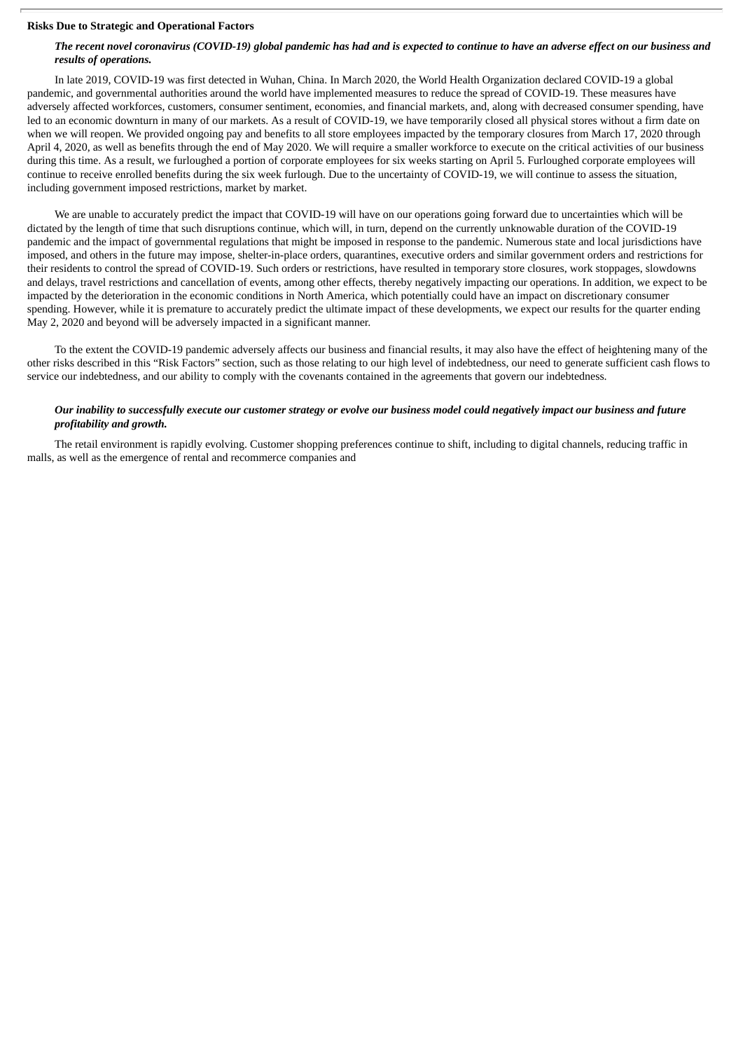**Risks Due to Strategic and Operational Factors**

***The recent novel coronavirus (COVID-19) global pandemic has had and is expected to continue to have an adverse effect on our business and results of operations.***

In late 2019, COVID-19 was first detected in Wuhan, China. In March 2020, the World Health Organization declared COVID-19 a global pandemic, and governmental authorities around the world have implemented measures to reduce the spread of COVID-19. These measures have adversely affected workforces, customers, consumer sentiment, economies, and financial markets, and, along with decreased consumer spending, have led to an economic downturn in many of our markets. As a result of COVID-19, we have temporarily closed all physical stores without a firm date on when we will reopen. We provided ongoing pay and benefits to all store employees impacted by the temporary closures from March 17, 2020 through April 4, 2020, as well as benefits through the end of May 2020. We will require a smaller workforce to execute on the critical activities of our business during this time. As a result, we furloughed a portion of corporate employees for six weeks starting on April 5. Furloughed corporate employees will continue to receive enrolled benefits during the six week furlough. Due to the uncertainty of COVID-19, we will continue to assess the situation, including government imposed restrictions, market by market.

We are unable to accurately predict the impact that COVID-19 will have on our operations going forward due to uncertainties which will be dictated by the length of time that such disruptions continue, which will, in turn, depend on the currently unknowable duration of the COVID-19 pandemic and the impact of governmental regulations that might be imposed in response to the pandemic. Numerous state and local jurisdictions have imposed, and others in the future may impose, shelter-in-place orders, quarantines, executive orders and similar government orders and restrictions for their residents to control the spread of COVID-19. Such orders or restrictions, have resulted in temporary store closures, work stoppages, slowdowns and delays, travel restrictions and cancellation of events, among other effects, thereby negatively impacting our operations. In addition, we expect to be impacted by the deterioration in the economic conditions in North America, which potentially could have an impact on discretionary consumer spending. However, while it is premature to accurately predict the ultimate impact of these developments, we expect our results for the quarter ending May 2, 2020 and beyond will be adversely impacted in a significant manner.

To the extent the COVID-19 pandemic adversely affects our business and financial results, it may also have the effect of heightening many of the other risks described in this "Risk Factors" section, such as those relating to our high level of indebtedness, our need to generate sufficient cash flows to service our indebtedness, and our ability to comply with the covenants contained in the agreements that govern our indebtedness.

***Our inability to successfully execute our customer strategy or evolve our business model could negatively impact our business and future profitability and growth.***

The retail environment is rapidly evolving. Customer shopping preferences continue to shift, including to digital channels, reducing traffic in malls, as well as the emergence of rental and recommerce companies and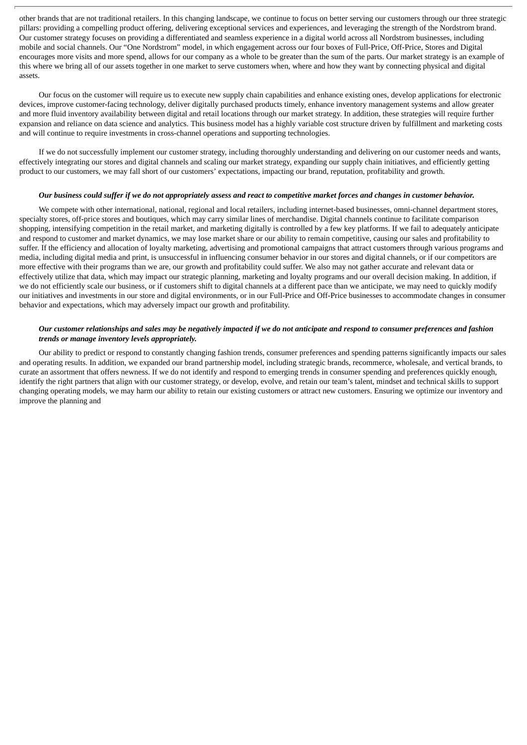other brands that are not traditional retailers. In this changing landscape, we continue to focus on better serving our customers through our three strategic pillars: providing a compelling product offering, delivering exceptional services and experiences, and leveraging the strength of the Nordstrom brand. Our customer strategy focuses on providing a differentiated and seamless experience in a digital world across all Nordstrom businesses, including mobile and social channels. Our "One Nordstrom" model, in which engagement across our four boxes of Full-Price, Off-Price, Stores and Digital encourages more visits and more spend, allows for our company as a whole to be greater than the sum of the parts. Our market strategy is an example of this where we bring all of our assets together in one market to serve customers when, where and how they want by connecting physical and digital assets.

Our focus on the customer will require us to execute new supply chain capabilities and enhance existing ones, develop applications for electronic devices, improve customer-facing technology, deliver digitally purchased products timely, enhance inventory management systems and allow greater and more fluid inventory availability between digital and retail locations through our market strategy. In addition, these strategies will require further expansion and reliance on data science and analytics. This business model has a highly variable cost structure driven by fulfillment and marketing costs and will continue to require investments in cross-channel operations and supporting technologies.

If we do not successfully implement our customer strategy, including thoroughly understanding and delivering on our customer needs and wants, effectively integrating our stores and digital channels and scaling our market strategy, expanding our supply chain initiatives, and efficiently getting product to our customers, we may fall short of our customers' expectations, impacting our brand, reputation, profitability and growth.

***Our business could suffer if we do not appropriately assess and react to competitive market forces and changes in customer behavior.***

We compete with other international, national, regional and local retailers, including internet-based businesses, omni-channel department stores, specialty stores, off-price stores and boutiques, which may carry similar lines of merchandise. Digital channels continue to facilitate comparison shopping, intensifying competition in the retail market, and marketing digitally is controlled by a few key platforms. If we fail to adequately anticipate and respond to customer and market dynamics, we may lose market share or our ability to remain competitive, causing our sales and profitability to suffer. If the efficiency and allocation of loyalty marketing, advertising and promotional campaigns that attract customers through various programs and media, including digital media and print, is unsuccessful in influencing consumer behavior in our stores and digital channels, or if our competitors are more effective with their programs than we are, our growth and profitability could suffer. We also may not gather accurate and relevant data or effectively utilize that data, which may impact our strategic planning, marketing and loyalty programs and our overall decision making. In addition, if we do not efficiently scale our business, or if customers shift to digital channels at a different pace than we anticipate, we may need to quickly modify our initiatives and investments in our store and digital environments, or in our Full-Price and Off-Price businesses to accommodate changes in consumer behavior and expectations, which may adversely impact our growth and profitability.

***Our customer relationships and sales may be negatively impacted if we do not anticipate and respond to consumer preferences and fashion trends or manage inventory levels appropriately.***

Our ability to predict or respond to constantly changing fashion trends, consumer preferences and spending patterns significantly impacts our sales and operating results. In addition, we expanded our brand partnership model, including strategic brands, recommerce, wholesale, and vertical brands, to curate an assortment that offers newness. If we do not identify and respond to emerging trends in consumer spending and preferences quickly enough, identify the right partners that align with our customer strategy, or develop, evolve, and retain our team's talent, mindset and technical skills to support changing operating models, we may harm our ability to retain our existing customers or attract new customers. Ensuring we optimize our inventory and improve the planning and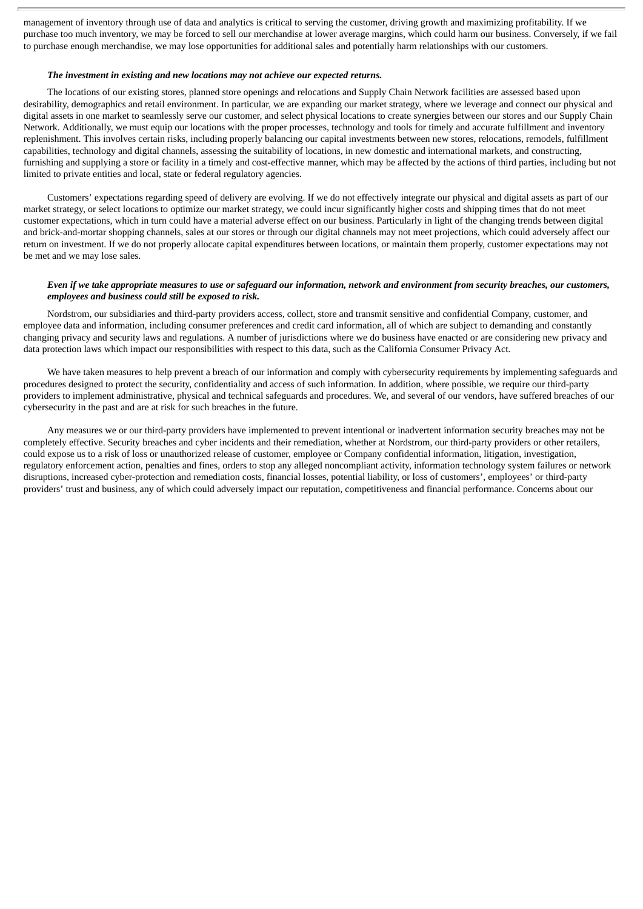management of inventory through use of data and analytics is critical to serving the customer, driving growth and maximizing profitability. If we purchase too much inventory, we may be forced to sell our merchandise at lower average margins, which could harm our business. Conversely, if we fail to purchase enough merchandise, we may lose opportunities for additional sales and potentially harm relationships with our customers.

***The investment in existing and new locations may not achieve our expected returns.***

The locations of our existing stores, planned store openings and relocations and Supply Chain Network facilities are assessed based upon desirability, demographics and retail environment. In particular, we are expanding our market strategy, where we leverage and connect our physical and digital assets in one market to seamlessly serve our customer, and select physical locations to create synergies between our stores and our Supply Chain Network. Additionally, we must equip our locations with the proper processes, technology and tools for timely and accurate fulfillment and inventory replenishment. This involves certain risks, including properly balancing our capital investments between new stores, relocations, remodels, fulfillment capabilities, technology and digital channels, assessing the suitability of locations, in new domestic and international markets, and constructing, furnishing and supplying a store or facility in a timely and cost-effective manner, which may be affected by the actions of third parties, including but not limited to private entities and local, state or federal regulatory agencies.

Customers' expectations regarding speed of delivery are evolving. If we do not effectively integrate our physical and digital assets as part of our market strategy, or select locations to optimize our market strategy, we could incur significantly higher costs and shipping times that do not meet customer expectations, which in turn could have a material adverse effect on our business. Particularly in light of the changing trends between digital and brick-and-mortar shopping channels, sales at our stores or through our digital channels may not meet projections, which could adversely affect our return on investment. If we do not properly allocate capital expenditures between locations, or maintain them properly, customer expectations may not be met and we may lose sales.

***Even if we take appropriate measures to use or safeguard our information, network and environment from security breaches, our customers, employees and business could still be exposed to risk.***

Nordstrom, our subsidiaries and third-party providers access, collect, store and transmit sensitive and confidential Company, customer, and employee data and information, including consumer preferences and credit card information, all of which are subject to demanding and constantly changing privacy and security laws and regulations. A number of jurisdictions where we do business have enacted or are considering new privacy and data protection laws which impact our responsibilities with respect to this data, such as the California Consumer Privacy Act.

We have taken measures to help prevent a breach of our information and comply with cybersecurity requirements by implementing safeguards and procedures designed to protect the security, confidentiality and access of such information. In addition, where possible, we require our third-party providers to implement administrative, physical and technical safeguards and procedures. We, and several of our vendors, have suffered breaches of our cybersecurity in the past and are at risk for such breaches in the future.

Any measures we or our third-party providers have implemented to prevent intentional or inadvertent information security breaches may not be completely effective. Security breaches and cyber incidents and their remediation, whether at Nordstrom, our third-party providers or other retailers, could expose us to a risk of loss or unauthorized release of customer, employee or Company confidential information, litigation, investigation, regulatory enforcement action, penalties and fines, orders to stop any alleged noncompliant activity, information technology system failures or network disruptions, increased cyber-protection and remediation costs, financial losses, potential liability, or loss of customers', employees' or third-party providers' trust and business, any of which could adversely impact our reputation, competitiveness and financial performance. Concerns about our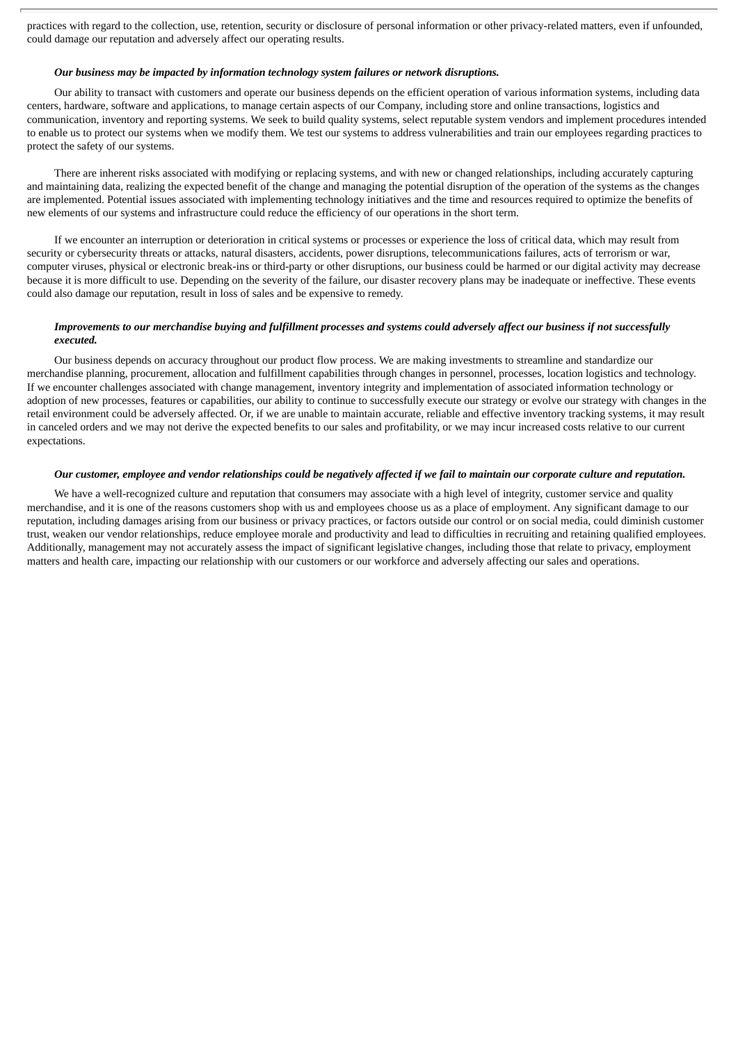practices with regard to the collection, use, retention, security or disclosure of personal information or other privacy-related matters, even if unfounded, could damage our reputation and adversely affect our operating results.

***Our business may be impacted by information technology system failures or network disruptions.***

Our ability to transact with customers and operate our business depends on the efficient operation of various information systems, including data centers, hardware, software and applications, to manage certain aspects of our Company, including store and online transactions, logistics and communication, inventory and reporting systems. We seek to build quality systems, select reputable system vendors and implement procedures intended to enable us to protect our systems when we modify them. We test our systems to address vulnerabilities and train our employees regarding practices to protect the safety of our systems.

There are inherent risks associated with modifying or replacing systems, and with new or changed relationships, including accurately capturing and maintaining data, realizing the expected benefit of the change and managing the potential disruption of the operation of the systems as the changes are implemented. Potential issues associated with implementing technology initiatives and the time and resources required to optimize the benefits of new elements of our systems and infrastructure could reduce the efficiency of our operations in the short term.

If we encounter an interruption or deterioration in critical systems or processes or experience the loss of critical data, which may result from security or cybersecurity threats or attacks, natural disasters, accidents, power disruptions, telecommunications failures, acts of terrorism or war, computer viruses, physical or electronic break-ins or third-party or other disruptions, our business could be harmed or our digital activity may decrease because it is more difficult to use. Depending on the severity of the failure, our disaster recovery plans may be inadequate or ineffective. These events could also damage our reputation, result in loss of sales and be expensive to remedy.

***Improvements to our merchandise buying and fulfillment processes and systems could adversely affect our business if not successfully executed.***

Our business depends on accuracy throughout our product flow process. We are making investments to streamline and standardize our merchandise planning, procurement, allocation and fulfillment capabilities through changes in personnel, processes, location logistics and technology. If we encounter challenges associated with change management, inventory integrity and implementation of associated information technology or adoption of new processes, features or capabilities, our ability to continue to successfully execute our strategy or evolve our strategy with changes in the retail environment could be adversely affected. Or, if we are unable to maintain accurate, reliable and effective inventory tracking systems, it may result in canceled orders and we may not derive the expected benefits to our sales and profitability, or we may incur increased costs relative to our current expectations.

***Our customer, employee and vendor relationships could be negatively affected if we fail to maintain our corporate culture and reputation.***

We have a well-recognized culture and reputation that consumers may associate with a high level of integrity, customer service and quality merchandise, and it is one of the reasons customers shop with us and employees choose us as a place of employment. Any significant damage to our reputation, including damages arising from our business or privacy practices, or factors outside our control or on social media, could diminish customer trust, weaken our vendor relationships, reduce employee morale and productivity and lead to difficulties in recruiting and retaining qualified employees. Additionally, management may not accurately assess the impact of significant legislative changes, including those that relate to privacy, employment matters and health care, impacting our relationship with our customers or our workforce and adversely affecting our sales and operations.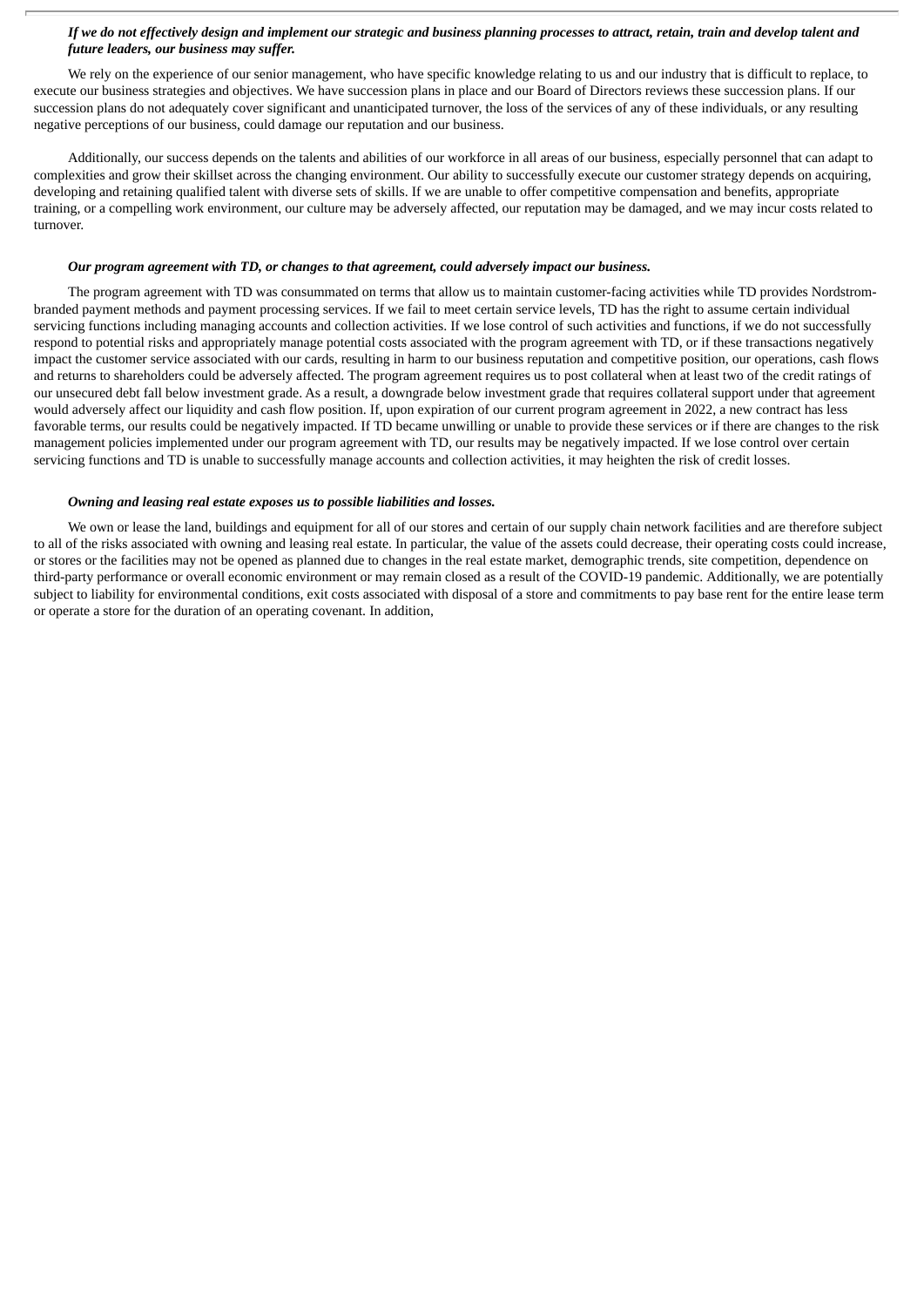***If we do not effectively design and implement our strategic and business planning processes to attract, retain, train and develop talent and future leaders, our business may suffer.***

We rely on the experience of our senior management, who have specific knowledge relating to us and our industry that is difficult to replace, to execute our business strategies and objectives. We have succession plans in place and our Board of Directors reviews these succession plans. If our succession plans do not adequately cover significant and unanticipated turnover, the loss of the services of any of these individuals, or any resulting negative perceptions of our business, could damage our reputation and our business.

Additionally, our success depends on the talents and abilities of our workforce in all areas of our business, especially personnel that can adapt to complexities and grow their skillset across the changing environment. Our ability to successfully execute our customer strategy depends on acquiring, developing and retaining qualified talent with diverse sets of skills. If we are unable to offer competitive compensation and benefits, appropriate training, or a compelling work environment, our culture may be adversely affected, our reputation may be damaged, and we may incur costs related to turnover.

***Our program agreement with TD, or changes to that agreement, could adversely impact our business.***

The program agreement with TD was consummated on terms that allow us to maintain customer-facing activities while TD provides Nordstrom-branded payment methods and payment processing services. If we fail to meet certain service levels, TD has the right to assume certain individual servicing functions including managing accounts and collection activities. If we lose control of such activities and functions, if we do not successfully respond to potential risks and appropriately manage potential costs associated with the program agreement with TD, or if these transactions negatively impact the customer service associated with our cards, resulting in harm to our business reputation and competitive position, our operations, cash flows and returns to shareholders could be adversely affected. The program agreement requires us to post collateral when at least two of the credit ratings of our unsecured debt fall below investment grade. As a result, a downgrade below investment grade that requires collateral support under that agreement would adversely affect our liquidity and cash flow position. If, upon expiration of our current program agreement in 2022, a new contract has less favorable terms, our results could be negatively impacted. If TD became unwilling or unable to provide these services or if there are changes to the risk management policies implemented under our program agreement with TD, our results may be negatively impacted. If we lose control over certain servicing functions and TD is unable to successfully manage accounts and collection activities, it may heighten the risk of credit losses.

***Owning and leasing real estate exposes us to possible liabilities and losses.***

We own or lease the land, buildings and equipment for all of our stores and certain of our supply chain network facilities and are therefore subject to all of the risks associated with owning and leasing real estate. In particular, the value of the assets could decrease, their operating costs could increase, or stores or the facilities may not be opened as planned due to changes in the real estate market, demographic trends, site competition, dependence on third-party performance or overall economic environment or may remain closed as a result of the COVID-19 pandemic. Additionally, we are potentially subject to liability for environmental conditions, exit costs associated with disposal of a store and commitments to pay base rent for the entire lease term or operate a store for the duration of an operating covenant. In addition,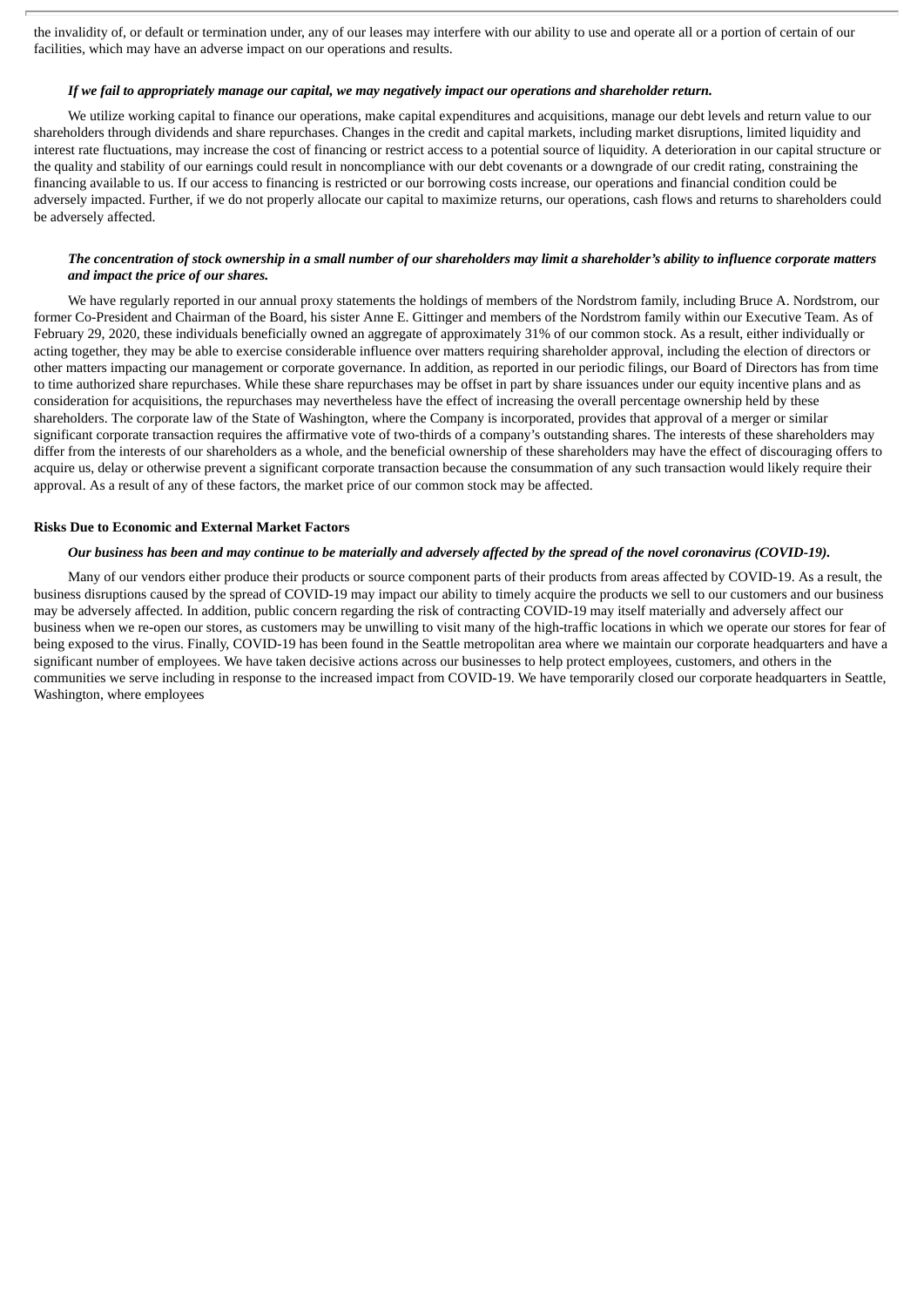the invalidity of, or default or termination under, any of our leases may interfere with our ability to use and operate all or a portion of certain of our facilities, which may have an adverse impact on our operations and results.

***If we fail to appropriately manage our capital, we may negatively impact our operations and shareholder return.***

We utilize working capital to finance our operations, make capital expenditures and acquisitions, manage our debt levels and return value to our shareholders through dividends and share repurchases. Changes in the credit and capital markets, including market disruptions, limited liquidity and interest rate fluctuations, may increase the cost of financing or restrict access to a potential source of liquidity. A deterioration in our capital structure or the quality and stability of our earnings could result in noncompliance with our debt covenants or a downgrade of our credit rating, constraining the financing available to us. If our access to financing is restricted or our borrowing costs increase, our operations and financial condition could be adversely impacted. Further, if we do not properly allocate our capital to maximize returns, our operations, cash flows and returns to shareholders could be adversely affected.

***The concentration of stock ownership in a small number of our shareholders may limit a shareholder's ability to influence corporate matters and impact the price of our shares.***

We have regularly reported in our annual proxy statements the holdings of members of the Nordstrom family, including Bruce A. Nordstrom, our former Co-President and Chairman of the Board, his sister Anne E. Gittinger and members of the Nordstrom family within our Executive Team. As of February 29, 2020, these individuals beneficially owned an aggregate of approximately 31% of our common stock. As a result, either individually or acting together, they may be able to exercise considerable influence over matters requiring shareholder approval, including the election of directors or other matters impacting our management or corporate governance. In addition, as reported in our periodic filings, our Board of Directors has from time to time authorized share repurchases. While these share repurchases may be offset in part by share issuances under our equity incentive plans and as consideration for acquisitions, the repurchases may nevertheless have the effect of increasing the overall percentage ownership held by these shareholders. The corporate law of the State of Washington, where the Company is incorporated, provides that approval of a merger or similar significant corporate transaction requires the affirmative vote of two-thirds of a company's outstanding shares. The interests of these shareholders may differ from the interests of our shareholders as a whole, and the beneficial ownership of these shareholders may have the effect of discouraging offers to acquire us, delay or otherwise prevent a significant corporate transaction because the consummation of any such transaction would likely require their approval. As a result of any of these factors, the market price of our common stock may be affected.

**Risks Due to Economic and External Market Factors**

***Our business has been and may continue to be materially and adversely affected by the spread of the novel coronavirus (COVID-19).***

Many of our vendors either produce their products or source component parts of their products from areas affected by COVID-19. As a result, the business disruptions caused by the spread of COVID-19 may impact our ability to timely acquire the products we sell to our customers and our business may be adversely affected. In addition, public concern regarding the risk of contracting COVID-19 may itself materially and adversely affect our business when we re-open our stores, as customers may be unwilling to visit many of the high-traffic locations in which we operate our stores for fear of being exposed to the virus. Finally, COVID-19 has been found in the Seattle metropolitan area where we maintain our corporate headquarters and have a significant number of employees. We have taken decisive actions across our businesses to help protect employees, customers, and others in the communities we serve including in response to the increased impact from COVID-19. We have temporarily closed our corporate headquarters in Seattle, Washington, where employees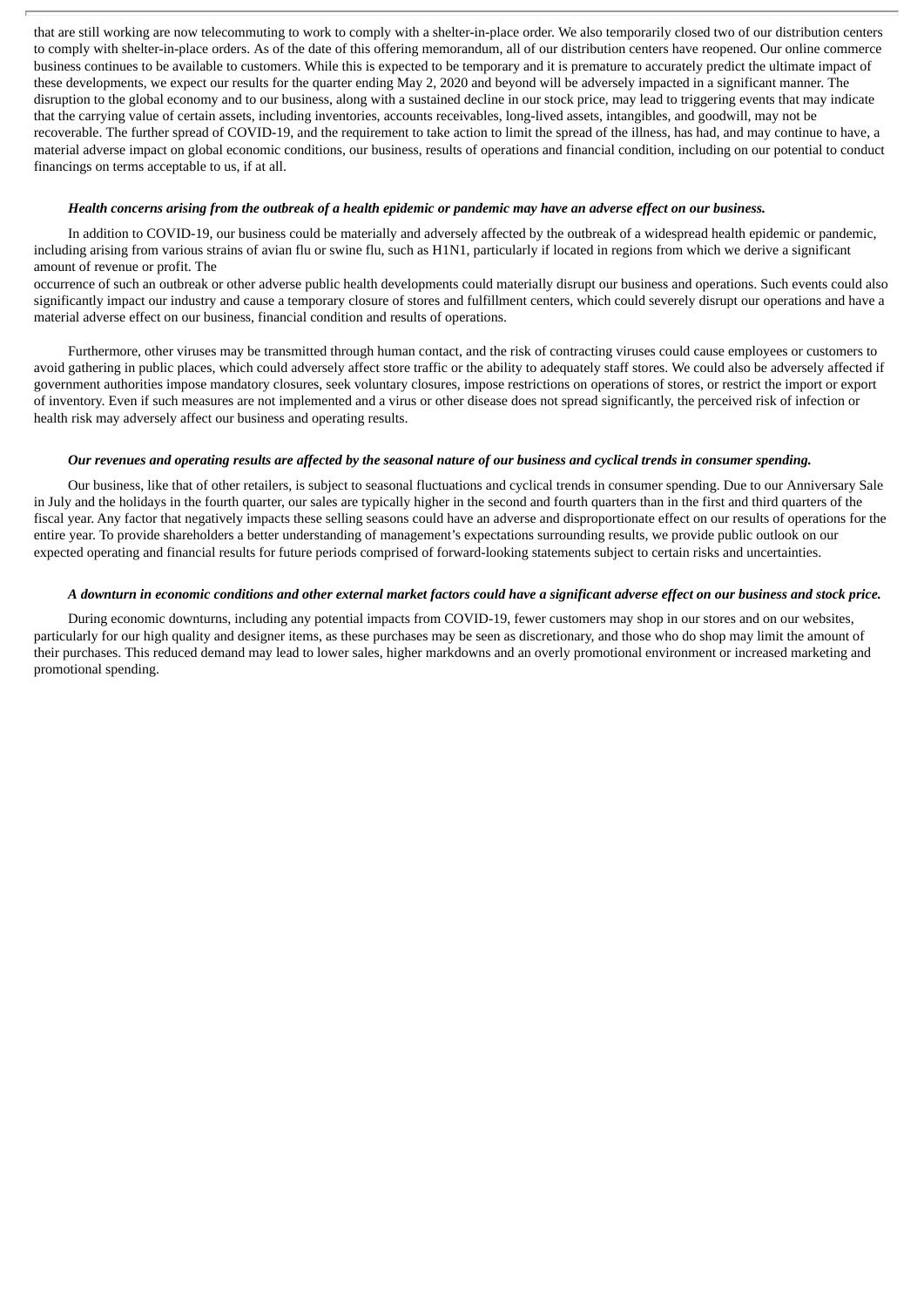that are still working are now telecommuting to work to comply with a shelter-in-place order. We also temporarily closed two of our distribution centers to comply with shelter-in-place orders. As of the date of this offering memorandum, all of our distribution centers have reopened. Our online commerce business continues to be available to customers. While this is expected to be temporary and it is premature to accurately predict the ultimate impact of these developments, we expect our results for the quarter ending May 2, 2020 and beyond will be adversely impacted in a significant manner. The disruption to the global economy and to our business, along with a sustained decline in our stock price, may lead to triggering events that may indicate that the carrying value of certain assets, including inventories, accounts receivables, long-lived assets, intangibles, and goodwill, may not be recoverable. The further spread of COVID-19, and the requirement to take action to limit the spread of the illness, has had, and may continue to have, a material adverse impact on global economic conditions, our business, results of operations and financial condition, including on our potential to conduct financings on terms acceptable to us, if at all.

***Health concerns arising from the outbreak of a health epidemic or pandemic may have an adverse effect on our business.***

In addition to COVID-19, our business could be materially and adversely affected by the outbreak of a widespread health epidemic or pandemic, including arising from various strains of avian flu or swine flu, such as H1N1, particularly if located in regions from which we derive a significant amount of revenue or profit. The occurrence of such an outbreak or other adverse public health developments could materially disrupt our business and operations. Such events could also significantly impact our industry and cause a temporary closure of stores and fulfillment centers, which could severely disrupt our operations and have a material adverse effect on our business, financial condition and results of operations.

Furthermore, other viruses may be transmitted through human contact, and the risk of contracting viruses could cause employees or customers to avoid gathering in public places, which could adversely affect store traffic or the ability to adequately staff stores. We could also be adversely affected if government authorities impose mandatory closures, seek voluntary closures, impose restrictions on operations of stores, or restrict the import or export of inventory. Even if such measures are not implemented and a virus or other disease does not spread significantly, the perceived risk of infection or health risk may adversely affect our business and operating results.

***Our revenues and operating results are affected by the seasonal nature of our business and cyclical trends in consumer spending.***

Our business, like that of other retailers, is subject to seasonal fluctuations and cyclical trends in consumer spending. Due to our Anniversary Sale in July and the holidays in the fourth quarter, our sales are typically higher in the second and fourth quarters than in the first and third quarters of the fiscal year. Any factor that negatively impacts these selling seasons could have an adverse and disproportionate effect on our results of operations for the entire year. To provide shareholders a better understanding of management's expectations surrounding results, we provide public outlook on our expected operating and financial results for future periods comprised of forward-looking statements subject to certain risks and uncertainties.

***A downturn in economic conditions and other external market factors could have a significant adverse effect on our business and stock price.***

During economic downturns, including any potential impacts from COVID-19, fewer customers may shop in our stores and on our websites, particularly for our high quality and designer items, as these purchases may be seen as discretionary, and those who do shop may limit the amount of their purchases. This reduced demand may lead to lower sales, higher markdowns and an overly promotional environment or increased marketing and promotional spending.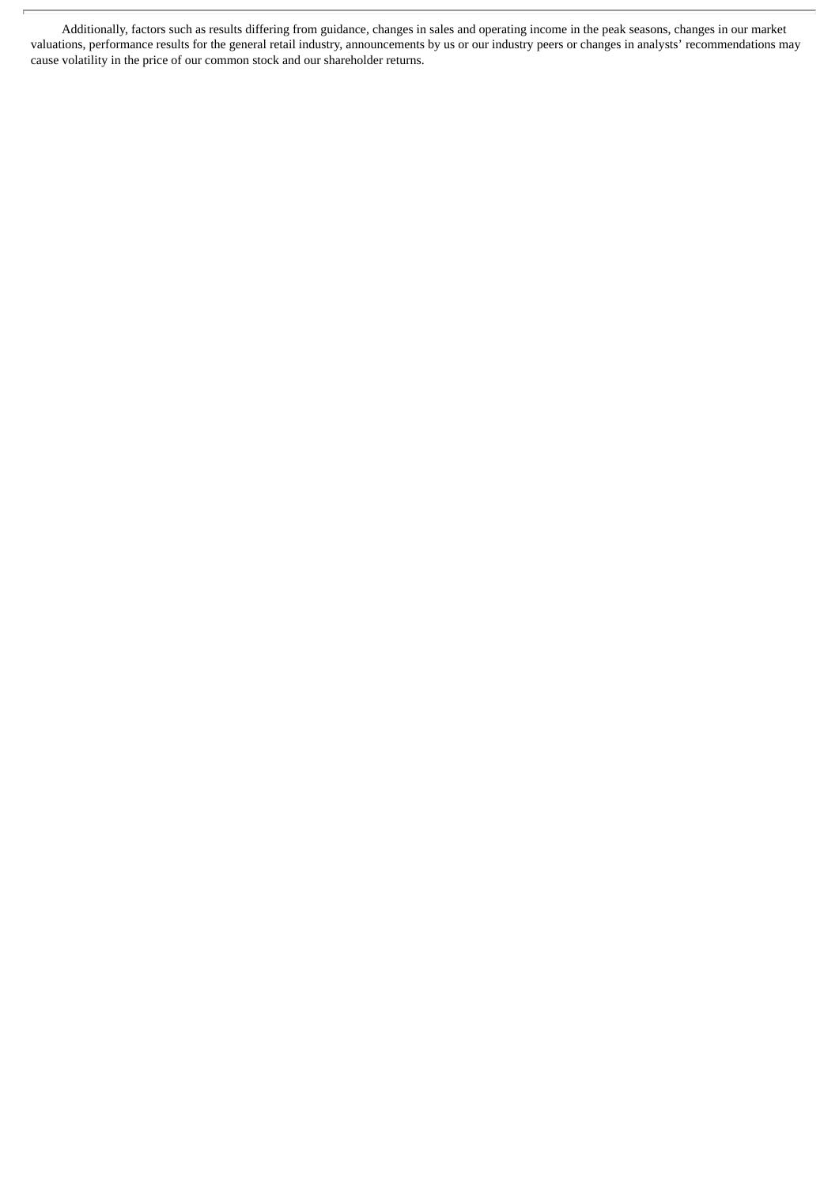Additionally, factors such as results differing from guidance, changes in sales and operating income in the peak seasons, changes in our market valuations, performance results for the general retail industry, announcements by us or our industry peers or changes in analysts' recommendations may cause volatility in the price of our common stock and our shareholder returns.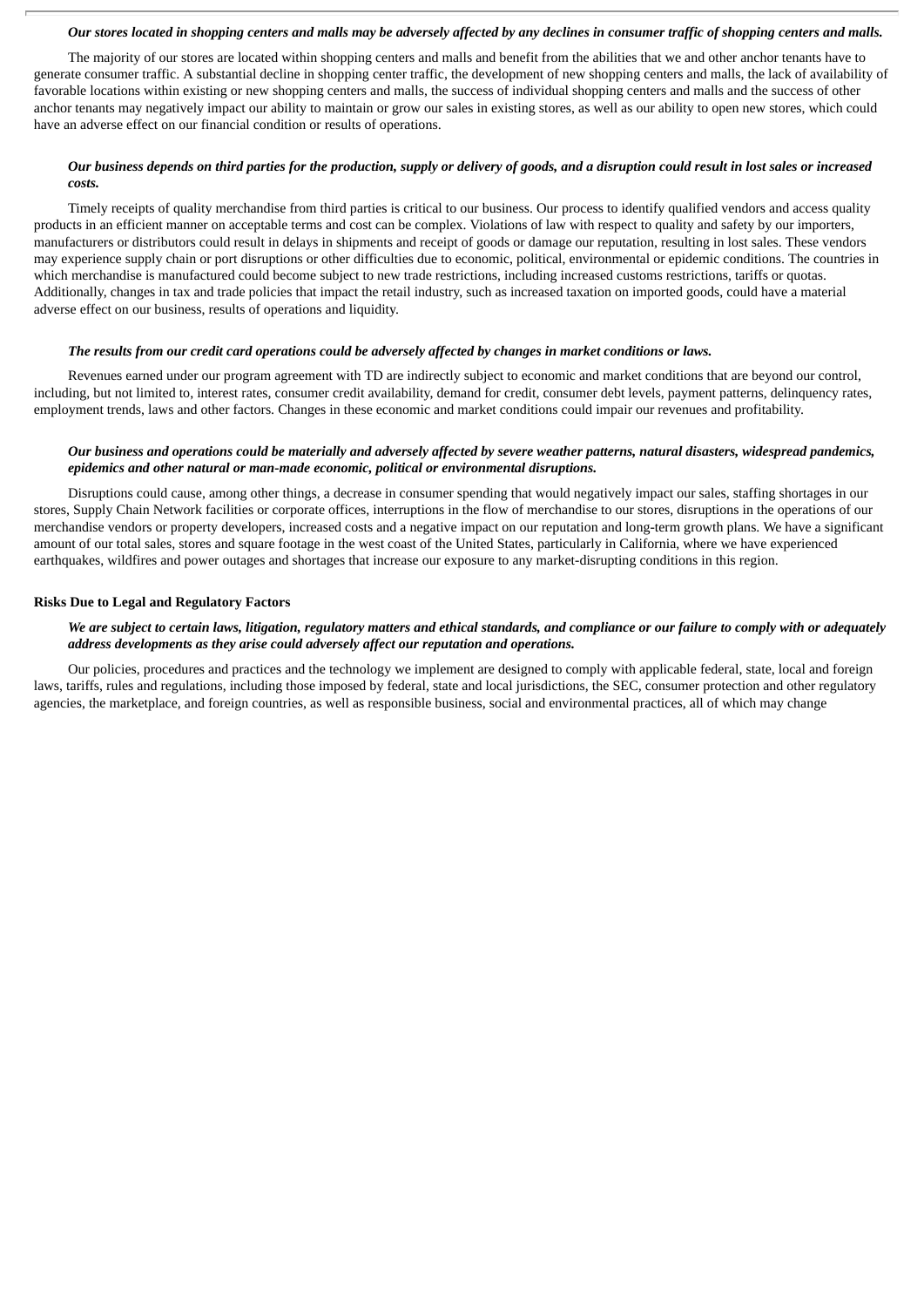***Our stores located in shopping centers and malls may be adversely affected by any declines in consumer traffic of shopping centers and malls.***

The majority of our stores are located within shopping centers and malls and benefit from the abilities that we and other anchor tenants have to generate consumer traffic. A substantial decline in shopping center traffic, the development of new shopping centers and malls, the lack of availability of favorable locations within existing or new shopping centers and malls, the success of individual shopping centers and malls and the success of other anchor tenants may negatively impact our ability to maintain or grow our sales in existing stores, as well as our ability to open new stores, which could have an adverse effect on our financial condition or results of operations.

***Our business depends on third parties for the production, supply or delivery of goods, and a disruption could result in lost sales or increased costs.***

Timely receipts of quality merchandise from third parties is critical to our business. Our process to identify qualified vendors and access quality products in an efficient manner on acceptable terms and cost can be complex. Violations of law with respect to quality and safety by our importers, manufacturers or distributors could result in delays in shipments and receipt of goods or damage our reputation, resulting in lost sales. These vendors may experience supply chain or port disruptions or other difficulties due to economic, political, environmental or epidemic conditions. The countries in which merchandise is manufactured could become subject to new trade restrictions, including increased customs restrictions, tariffs or quotas. Additionally, changes in tax and trade policies that impact the retail industry, such as increased taxation on imported goods, could have a material adverse effect on our business, results of operations and liquidity.

***The results from our credit card operations could be adversely affected by changes in market conditions or laws.***

Revenues earned under our program agreement with TD are indirectly subject to economic and market conditions that are beyond our control, including, but not limited to, interest rates, consumer credit availability, demand for credit, consumer debt levels, payment patterns, delinquency rates, employment trends, laws and other factors. Changes in these economic and market conditions could impair our revenues and profitability.

***Our business and operations could be materially and adversely affected by severe weather patterns, natural disasters, widespread pandemics, epidemics and other natural or man-made economic, political or environmental disruptions.***

Disruptions could cause, among other things, a decrease in consumer spending that would negatively impact our sales, staffing shortages in our stores, Supply Chain Network facilities or corporate offices, interruptions in the flow of merchandise to our stores, disruptions in the operations of our merchandise vendors or property developers, increased costs and a negative impact on our reputation and long-term growth plans. We have a significant amount of our total sales, stores and square footage in the west coast of the United States, particularly in California, where we have experienced earthquakes, wildfires and power outages and shortages that increase our exposure to any market-disrupting conditions in this region.

**Risks Due to Legal and Regulatory Factors**

***We are subject to certain laws, litigation, regulatory matters and ethical standards, and compliance or our failure to comply with or adequately address developments as they arise could adversely affect our reputation and operations.***

Our policies, procedures and practices and the technology we implement are designed to comply with applicable federal, state, local and foreign laws, tariffs, rules and regulations, including those imposed by federal, state and local jurisdictions, the SEC, consumer protection and other regulatory agencies, the marketplace, and foreign countries, as well as responsible business, social and environmental practices, all of which may change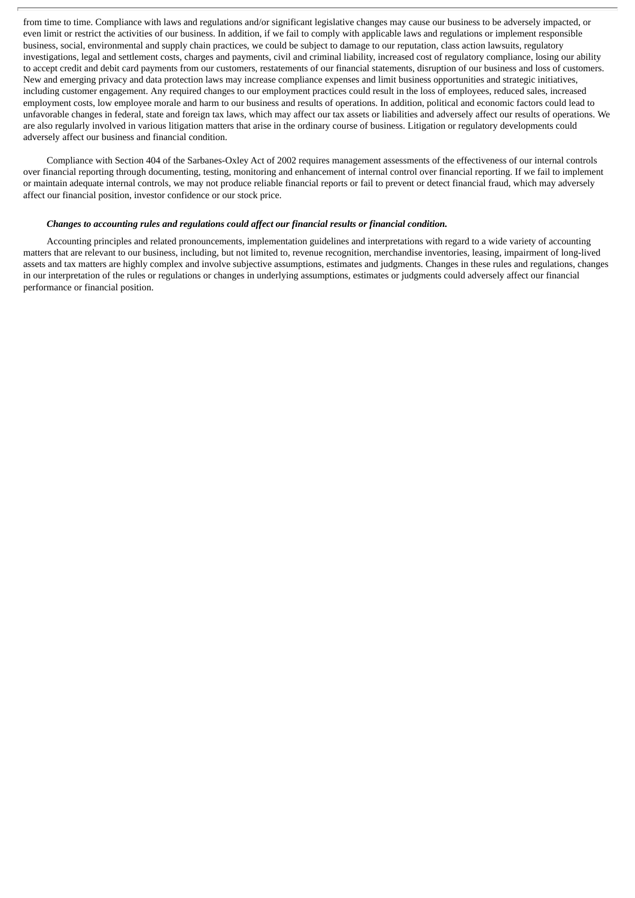from time to time. Compliance with laws and regulations and/or significant legislative changes may cause our business to be adversely impacted, or even limit or restrict the activities of our business. In addition, if we fail to comply with applicable laws and regulations or implement responsible business, social, environmental and supply chain practices, we could be subject to damage to our reputation, class action lawsuits, regulatory investigations, legal and settlement costs, charges and payments, civil and criminal liability, increased cost of regulatory compliance, losing our ability to accept credit and debit card payments from our customers, restatements of our financial statements, disruption of our business and loss of customers. New and emerging privacy and data protection laws may increase compliance expenses and limit business opportunities and strategic initiatives, including customer engagement. Any required changes to our employment practices could result in the loss of employees, reduced sales, increased employment costs, low employee morale and harm to our business and results of operations. In addition, political and economic factors could lead to unfavorable changes in federal, state and foreign tax laws, which may affect our tax assets or liabilities and adversely affect our results of operations. We are also regularly involved in various litigation matters that arise in the ordinary course of business. Litigation or regulatory developments could adversely affect our business and financial condition.

Compliance with Section 404 of the Sarbanes-Oxley Act of 2002 requires management assessments of the effectiveness of our internal controls over financial reporting through documenting, testing, monitoring and enhancement of internal control over financial reporting. If we fail to implement or maintain adequate internal controls, we may not produce reliable financial reports or fail to prevent or detect financial fraud, which may adversely affect our financial position, investor confidence or our stock price.

***Changes to accounting rules and regulations could affect our financial results or financial condition.***

Accounting principles and related pronouncements, implementation guidelines and interpretations with regard to a wide variety of accounting matters that are relevant to our business, including, but not limited to, revenue recognition, merchandise inventories, leasing, impairment of long-lived assets and tax matters are highly complex and involve subjective assumptions, estimates and judgments. Changes in these rules and regulations, changes in our interpretation of the rules or regulations or changes in underlying assumptions, estimates or judgments could adversely affect our financial performance or financial position.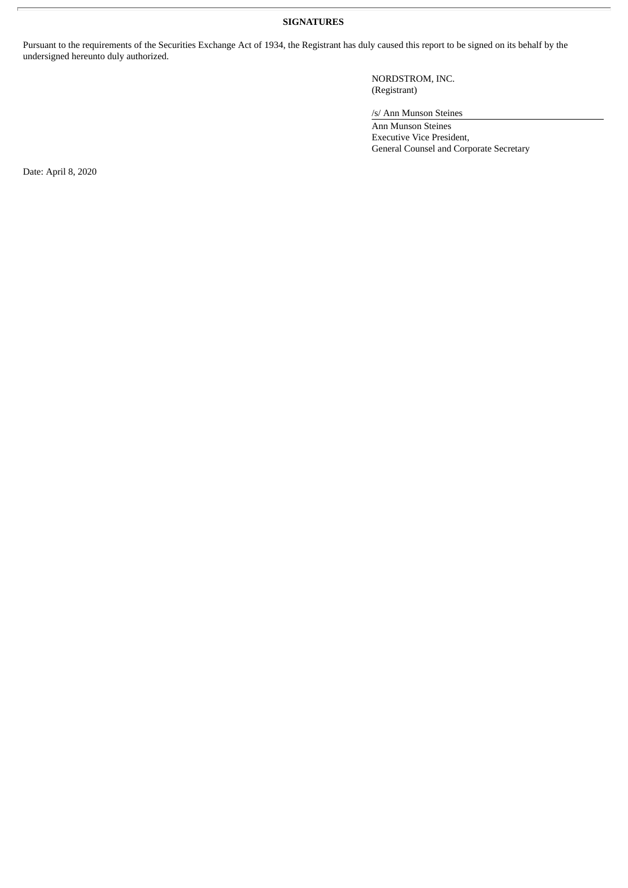**SIGNATURES**

Pursuant to the requirements of the Securities Exchange Act of 1934, the Registrant has duly caused this report to be signed on its behalf by the undersigned hereunto duly authorized.

NORDSTROM, INC.
(Registrant)

/s/ Ann Munson Steines

Ann Munson Steines
Executive Vice President,
General Counsel and Corporate Secretary

Date: April 8, 2020